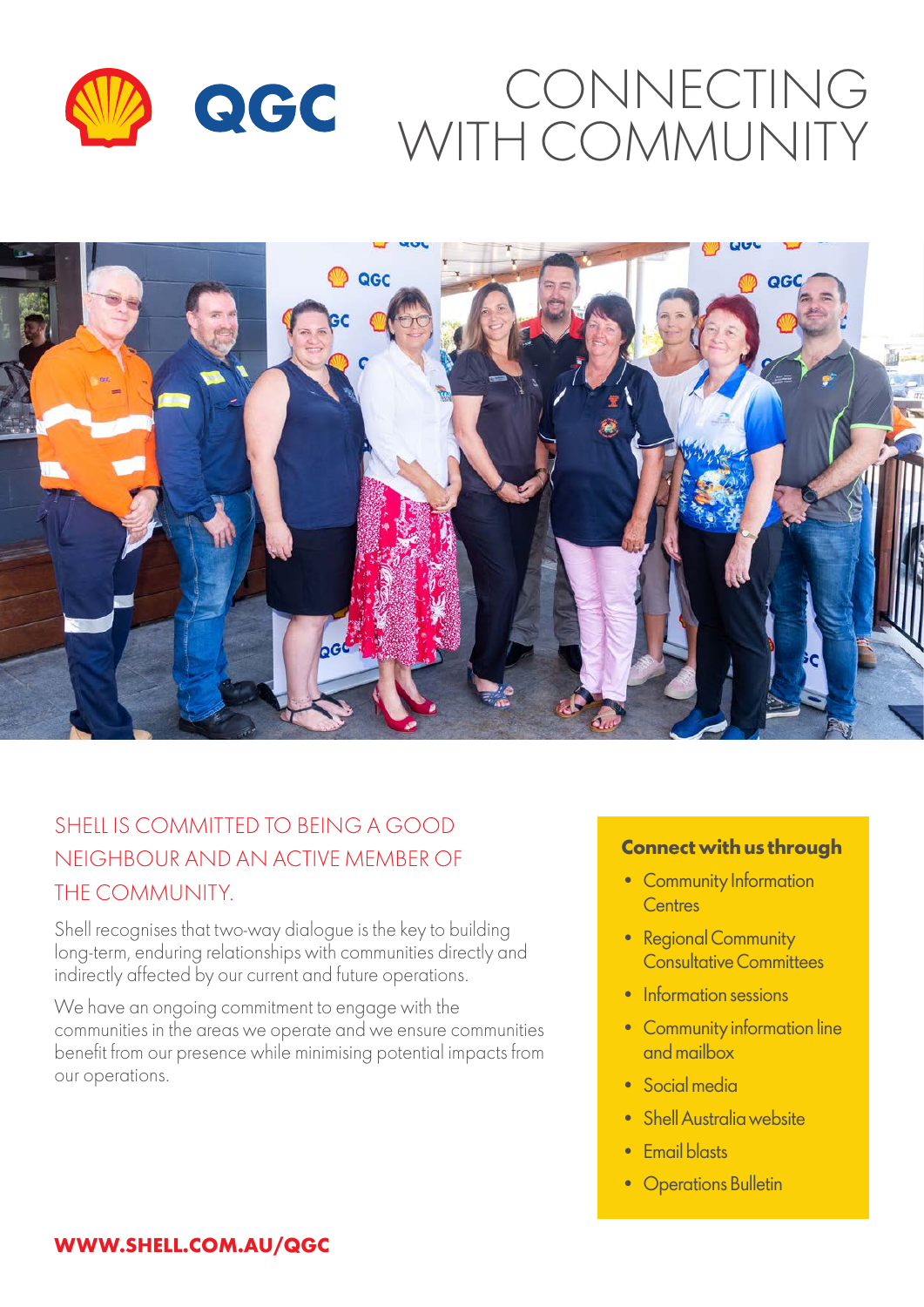# CONNECTING WITH COMMUNITY

## SHELL IS COMMITTED TO BEING A GOOD NEIGHBOUR AND AN ACTIVE MEMBER OF THE COMMUNITY.

Shell recognises that two-way dialogue is the key to building long-term, enduring relationships with communities directly and indirectly affected by our current and future operations.

We have an ongoing commitment to engage with the communities in the areas we operate and we ensure communities benefit from our presence while minimising potential impacts from our operations.

**Connect with us through**

- Community Information Centres
- Regional Community Consultative Committees
- Information sessions
- Community information line and mailbox
- Social media
- Shell Australia website
- Email blasts
- Operations Bulletin

**WWW.SHELL.COM.AU/QGC**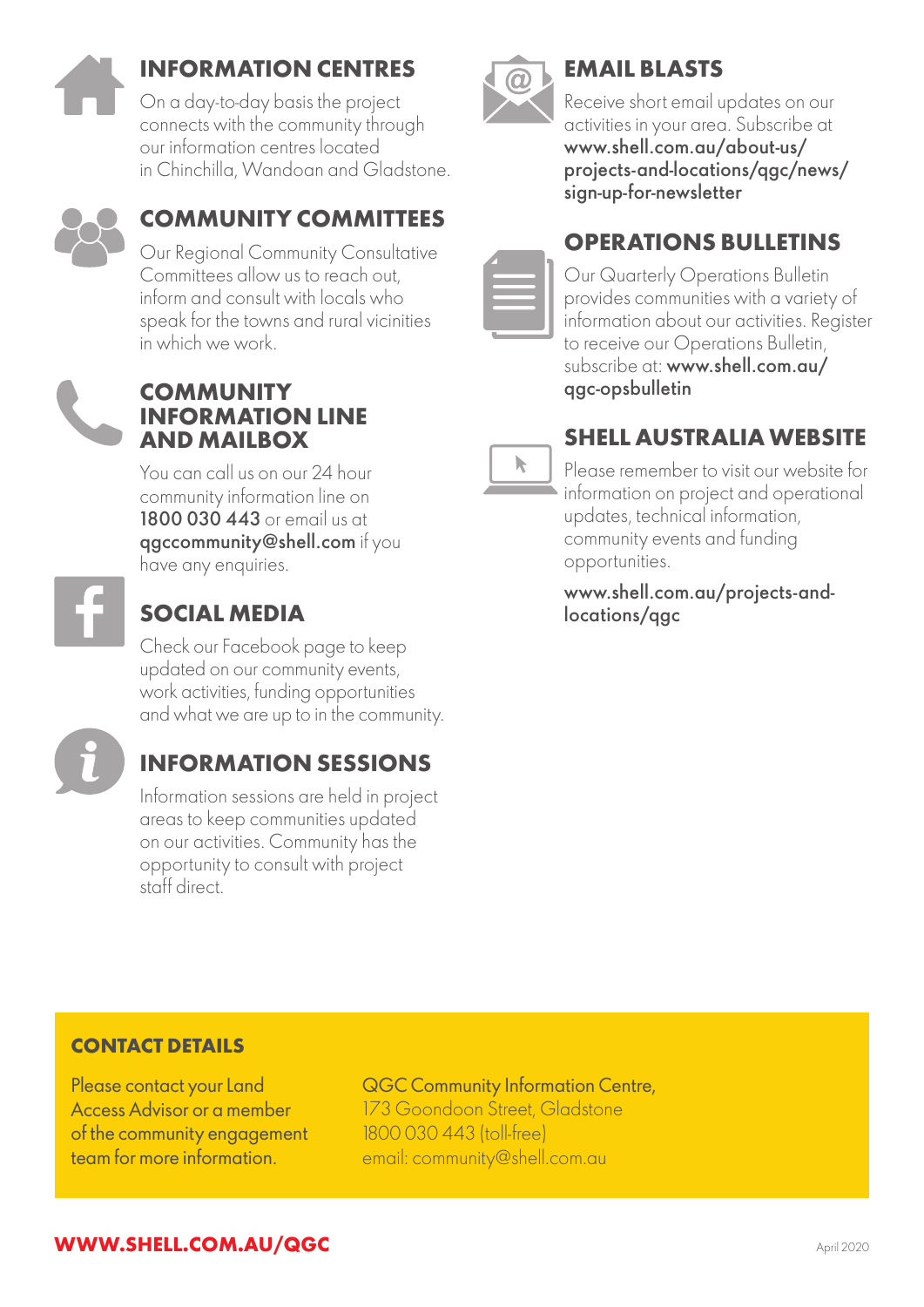## INFORMATION CENTRES

On a day-to-day basis the project connects with the community through our information centres located in Chinchilla, Wandoan and Gladstone.

## COMMUNITY COMMITTEES

Our Regional Community Consultative Committees allow us to reach out, inform and consult with locals who speak for the towns and rural vicinities in which we work.

## COMMUNITY INFORMATION LINE AND MAILBOX

You can call us on our 24 hour community information line on **1800 030 443** or email us at **qgccommunity@shell.com** if you have any enquiries.

## SOCIAL MEDIA

Check our Facebook page to keep updated on our community events, work activities, funding opportunities and what we are up to in the community.

## INFORMATION SESSIONS

Information sessions are held in project areas to keep communities updated on our activities. Community has the opportunity to consult with project staff direct.

## EMAIL BLASTS

Receive short email updates on our activities in your area. Subscribe at **www.shell.com.au/about-us/projects-and-locations/qgc/news/sign-up-for-newsletter**

## OPERATIONS BULLETINS

Our Quarterly Operations Bulletin provides communities with a variety of information about our activities. Register to receive our Operations Bulletin, subscribe at: **www.shell.com.au/qgc-opsbulletin**

## SHELL AUSTRALIA WEBSITE

Please remember to visit our website for information on project and operational updates, technical information, community events and funding opportunities.

**www.shell.com.au/projects-and-locations/qgc**

## CONTACT DETAILS

Please contact your Land Access Advisor or a member of the community engagement team for more information.

QGC Community Information Centre,
173 Goondoon Street, Gladstone
1800 030 443 (toll-free)
email: community@shell.com.au

**WWW.SHELL.COM.AU/QGC**

April 2020